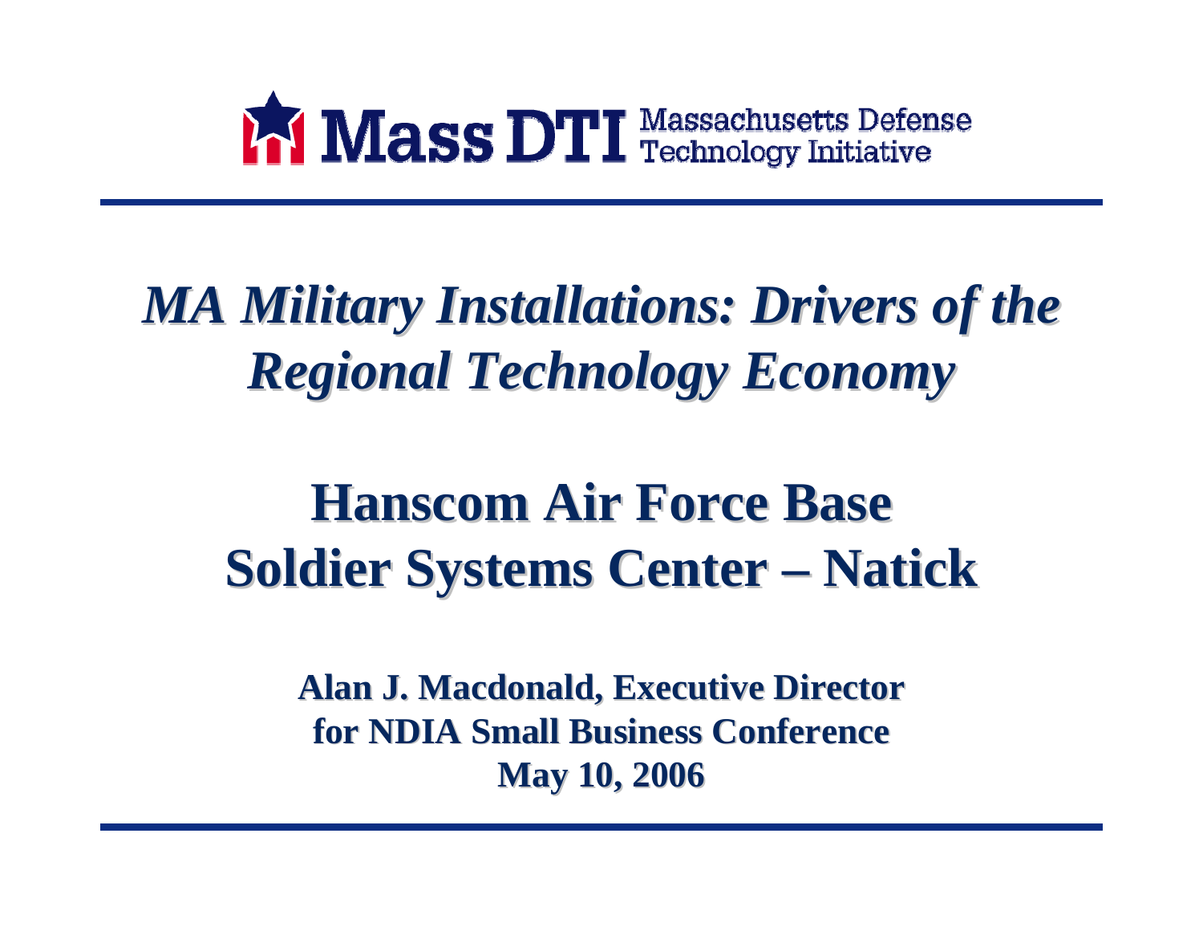**Mass DTI** Massachusetts Defense Technology Initiative

# *MA Military Installations: Drivers of the Regional Technology Economy*

## Hanscom Air Force Base
## Soldier Systems Center – Natick

**Alan J. Macdonald, Executive Director**
**for NDIA Small Business Conference**
**May 10, 2006**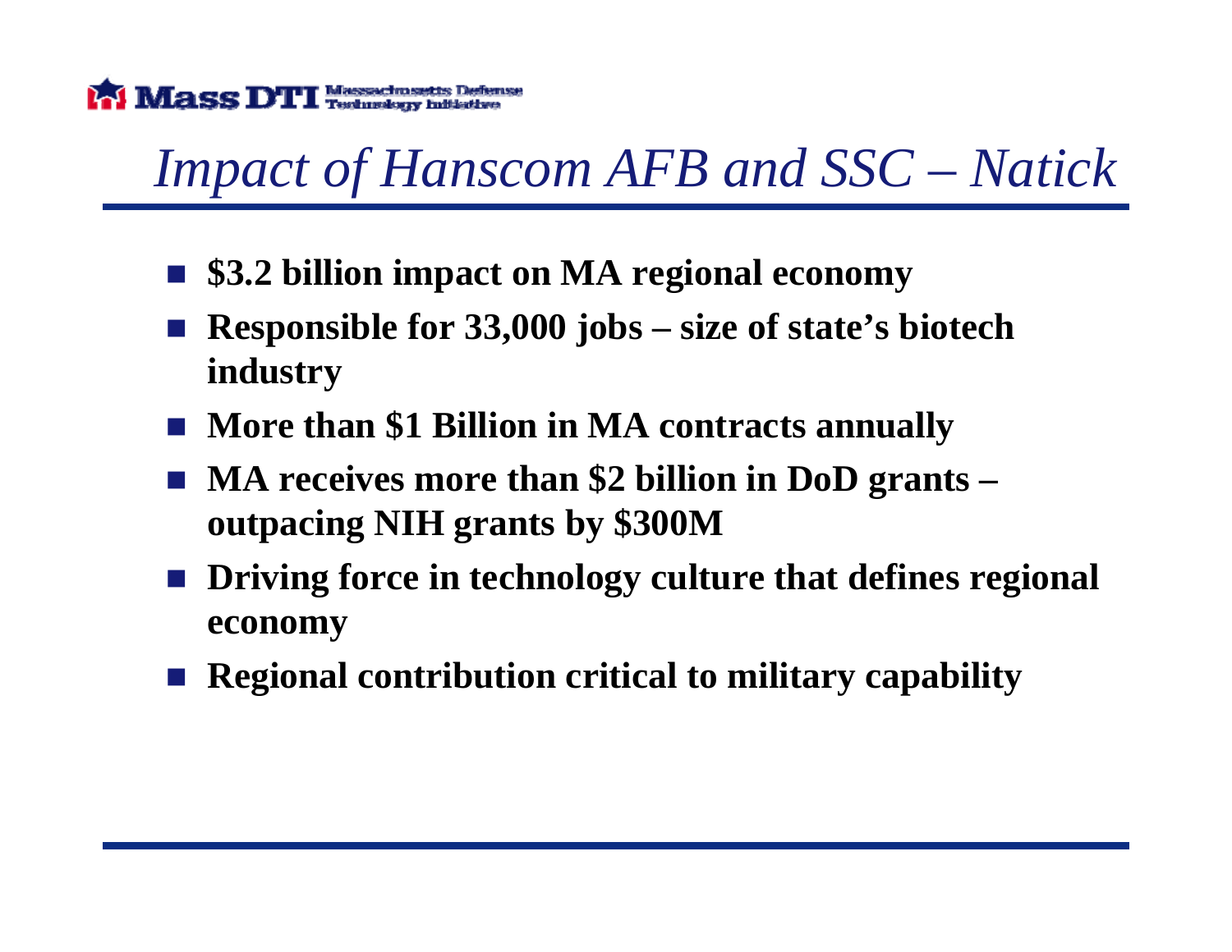# *Impact of Hanscom AFB and SSC – Natick*

- **$3.2 billion impact on MA regional economy**
- **Responsible for 33,000 jobs – size of state's biotech industry**
- **More than $1 Billion in MA contracts annually**
- **MA receives more than $2 billion in DoD grants – outpacing NIH grants by $300M**
- **Driving force in technology culture that defines regional economy**
- **Regional contribution critical to military capability**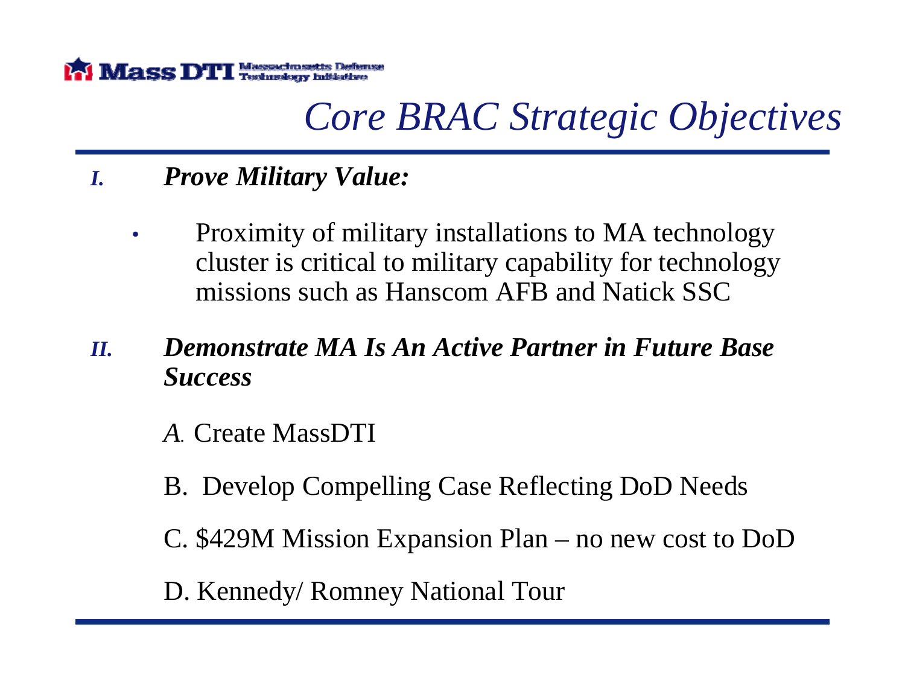# *Core BRAC Strategic Objectives*

*I.* ***Prove Military Value:***

- Proximity of military installations to MA technology cluster is critical to military capability for technology missions such as Hanscom AFB and Natick SSC

*II.* ***Demonstrate MA Is An Active Partner in Future Base Success***

*A.* Create MassDTI

B. Develop Compelling Case Reflecting DoD Needs

C. $429M Mission Expansion Plan – no new cost to DoD

D. Kennedy/ Romney National Tour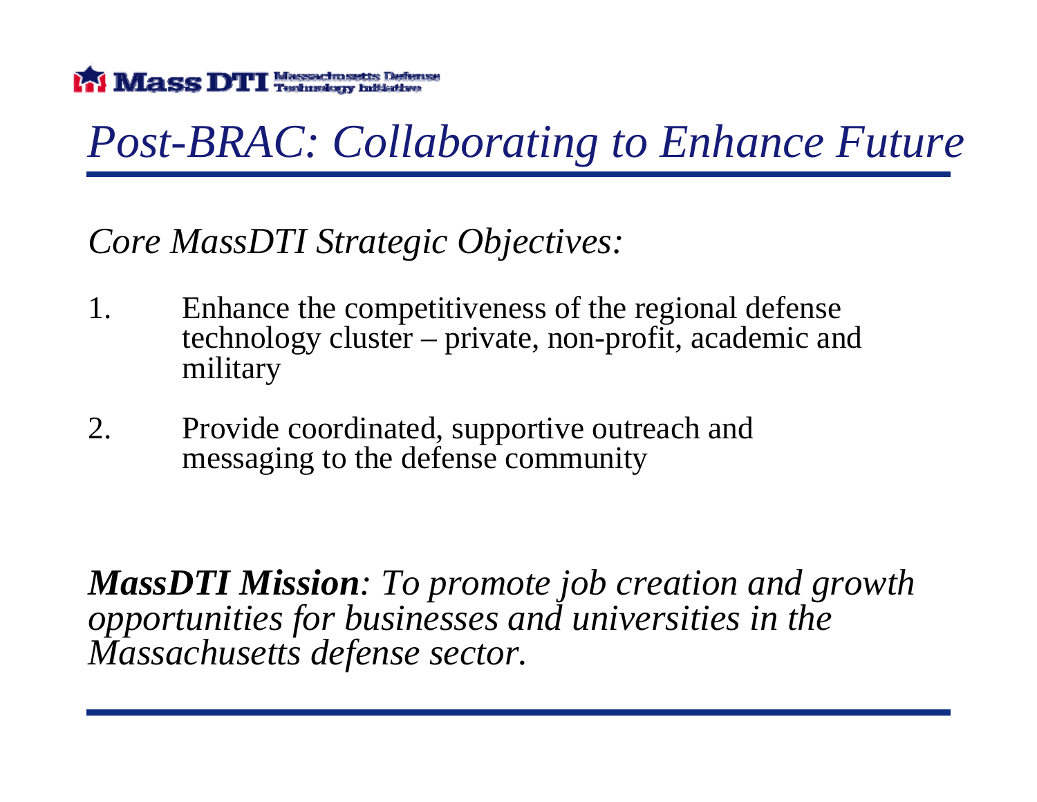Mass DTI Massachusetts Defense Technology Initiative

# *Post-BRAC: Collaborating to Enhance Future*

*Core MassDTI Strategic Objectives:*

1. Enhance the competitiveness of the regional defense technology cluster – private, non-profit, academic and military

2. Provide coordinated, supportive outreach and messaging to the defense community

***MassDTI Mission****: To promote job creation and growth opportunities for businesses and universities in the Massachusetts defense sector.*